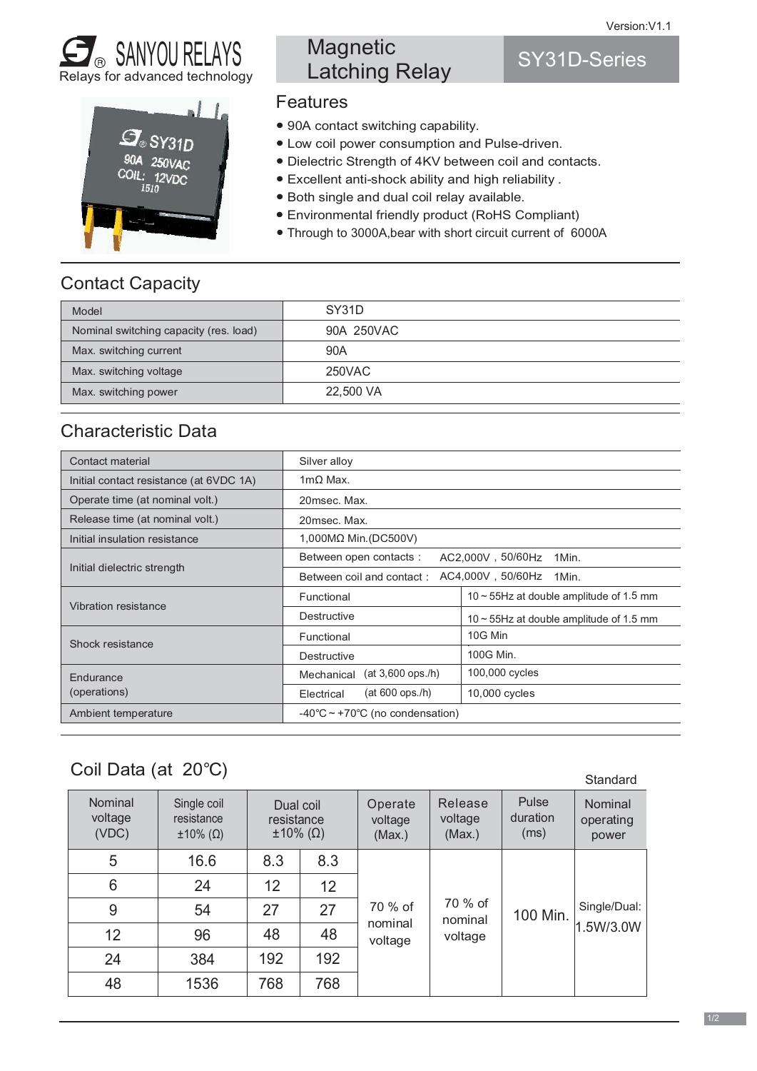Version:V1.1

SANYOU RELAYS
Relays for advanced technology

# Magnetic Latching Relay

# SY31D-Series

## Features

- 90A contact switching capability.
- Low coil power consumption and Pulse-driven.
- Dielectric Strength of 4KV between coil and contacts.
- Excellent anti-shock ability and high reliability .
- Both single and dual coil relay available.
- Environmental friendly product (RoHS Compliant)
- Through to 3000A,bear with short circuit current of 6000A

## Contact Capacity

| Model | SY31D |
|---|---|
| Nominal switching capacity (res. load) | 90A 250VAC |
| Max. switching current | 90A |
| Max. switching voltage | 250VAC |
| Max. switching power | 22,500 VA |

## Characteristic Data

| Contact material | Silver alloy | |
|---|---|---|
| Initial contact resistance (at 6VDC 1A) | 1mΩ Max. | |
| Operate time (at nominal volt.) | 20msec. Max. | |
| Release time (at nominal volt.) | 20msec. Max. | |
| Initial insulation resistance | 1,000MΩ Min.(DC500V) | |
| Initial dielectric strength | Between open contacts : | AC2,000V , 50/60Hz 1Min. |
| | Between coil and contact : | AC4,000V , 50/60Hz 1Min. |
| Vibration resistance | Functional | 10 ~ 55Hz at double amplitude of 1.5 mm |
| | Destructive | 10 ~ 55Hz at double amplitude of 1.5 mm |
| Shock resistance | Functional | 10G Min |
| | Destructive | 100G Min. |
| Endurance (operations) | Mechanical (at 3,600 ops./h) | 100,000 cycles |
| | Electrical (at 600 ops./h) | 10,000 cycles |
| Ambient temperature | -40℃ ~ +70℃ (no condensation) | |

## Coil Data (at 20℃)

Standard

| Nominal voltage (VDC) | Single coil resistance ±10% (Ω) | Dual coil resistance ±10% (Ω) | | Operate voltage (Max.) | Release voltage (Max.) | Pulse duration (ms) | Nominal operating power |
|---|---|---|---|---|---|---|---|
| 5 | 16.6 | 8.3 | 8.3 | 70 % of nominal voltage | 70 % of nominal voltage | 100 Min. | Single/Dual: 1.5W/3.0W |
| 6 | 24 | 12 | 12 | | | | |
| 9 | 54 | 27 | 27 | | | | |
| 12 | 96 | 48 | 48 | | | | |
| 24 | 384 | 192 | 192 | | | | |
| 48 | 1536 | 768 | 768 | | | | |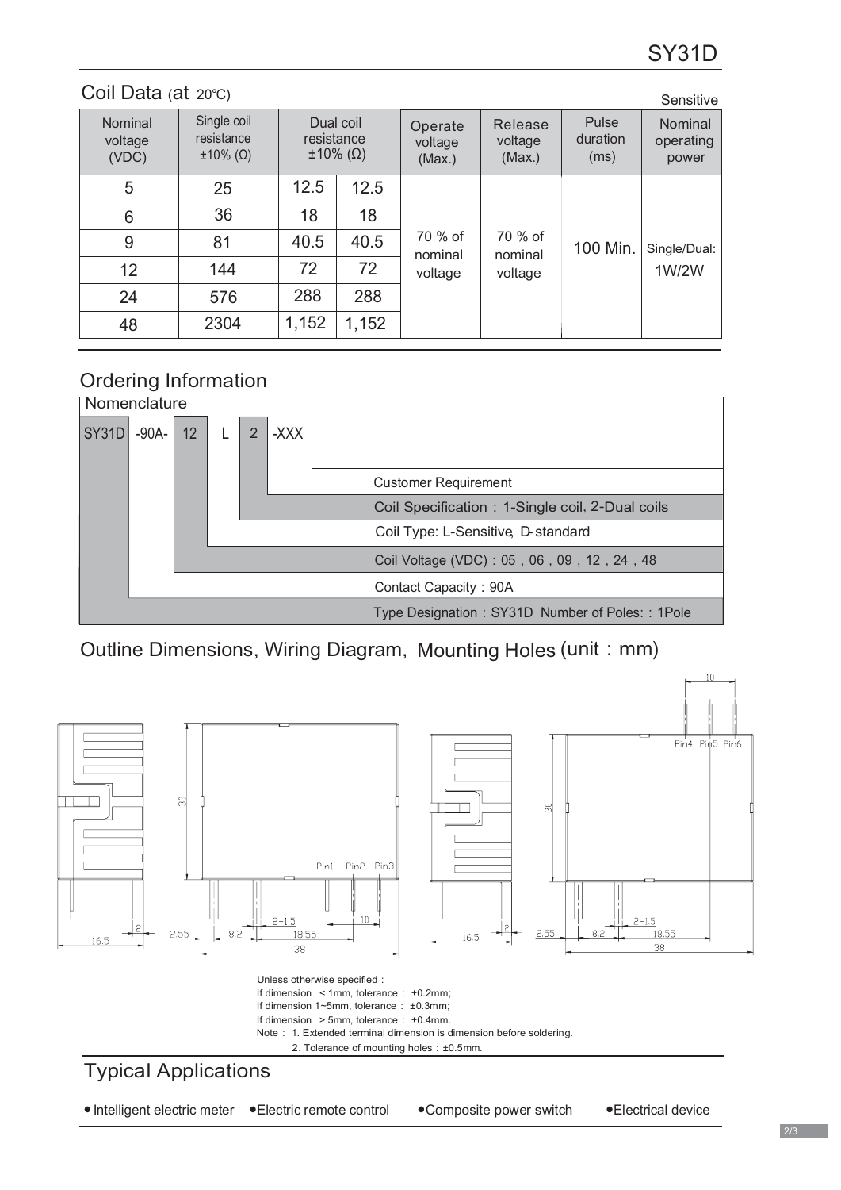SY31D

## Coil Data (at 20℃)

Sensitive

| Nominal voltage (VDC) | Single coil resistance ±10% (Ω) | Dual coil resistance ±10% (Ω) | | Operate voltage (Max.) | Release voltage (Max.) | Pulse duration (ms) | Nominal operating power |
|---|---|---|---|---|---|---|---|
| 5 | 25 | 12.5 | 12.5 | 70 % of nominal voltage | 70 % of nominal voltage | 100 Min. | Single/Dual: 1W/2W |
| 6 | 36 | 18 | 18 | | | | |
| 9 | 81 | 40.5 | 40.5 | | | | |
| 12 | 144 | 72 | 72 | | | | |
| 24 | 576 | 288 | 288 | | | | |
| 48 | 2304 | 1,152 | 1,152 | | | | |

## Ordering Information

Nomenclature

SY31D -90A- 12 L 2 -XXX

- -XXX: Customer Requirement
- 2: Coil Specification：1-Single coil, 2-Dual coils
- L: Coil Type: L-Sensitive, D-standard
- 12: Coil Voltage (VDC)：05，06，09，12，24，48
- -90A-: Contact Capacity：90A
- SY31D: Type Designation：SY31D Number of Poles: : 1Pole

## Outline Dimensions, Wiring Diagram, Mounting Holes (unit：mm)

Unless otherwise specified：
If dimension <1mm, tolerance：±0.2mm;
If dimension 1~5mm, tolerance：±0.3mm;
If dimension >5mm, tolerance：±0.4mm.
Note：1. Extended terminal dimension is dimension before soldering.
2. Tolerance of mounting holes：±0.5mm.

## Typical Applications

- Intelligent electric meter
- Electric remote control
- Composite power switch
- Electrical device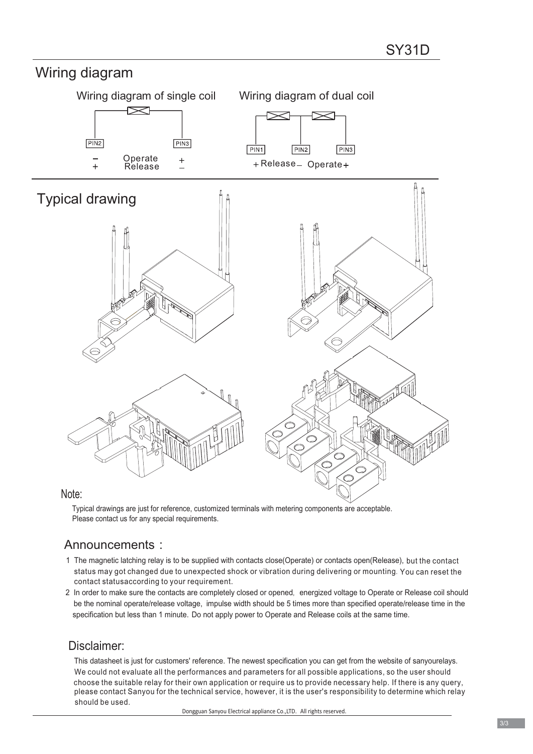## Wiring diagram

Wiring diagram of single coil

PIN2 PIN3

− Operate +
+ Release −

Wiring diagram of dual coil

PIN1 PIN2 PIN3

+ Release − Operate +

## Typical drawing

Note:

Typical drawings are just for reference, customized terminals with metering components are acceptable.
Please contact us for any special requirements.

## Announcements：

1 The magnetic latching relay is to be supplied with contacts close(Operate) or contacts open(Release), but the contact status may got changed due to unexpected shock or vibration during delivering or mounting. You can reset the contact statusaccording to your requirement.

2 In order to make sure the contacts are completely closed or opened, energized voltage to Operate or Release coil should be the nominal operate/release voltage, impulse width should be 5 times more than specified operate/release time in the specification but less than 1 minute. Do not apply power to Operate and Release coils at the same time.

## Disclaimer:

This datasheet is just for customers' reference. The newest specification you can get from the website of sanyourelays. We could not evaluate all the performances and parameters for all possible applications, so the user should choose the suitable relay for their own application or require us to provide necessary help. If there is any query, please contact Sanyou for the technical service, however, it is the user's responsibility to determine which relay should be used.

Dongguan Sanyou Electrical appliance Co.,LTD. All rights reserved.